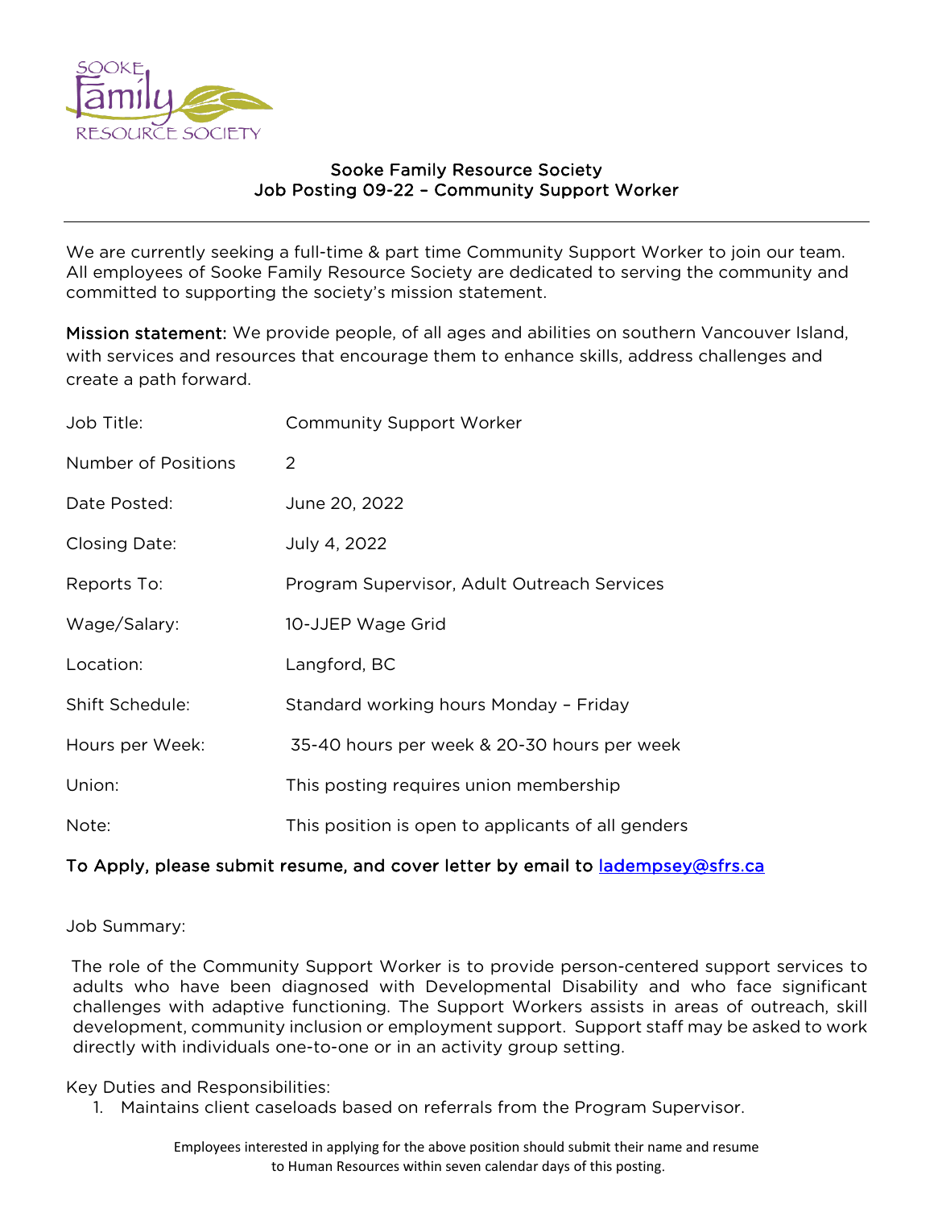# Sooke Family Resource Society
## Job Posting 09-22 – Community Support Worker

We are currently seeking a full-time & part time Community Support Worker to join our team. All employees of Sooke Family Resource Society are dedicated to serving the community and committed to supporting the society's mission statement.

**Mission statement:** We provide people, of all ages and abilities on southern Vancouver Island, with services and resources that encourage them to enhance skills, address challenges and create a path forward.

| | |
|---|---|
| Job Title: | Community Support Worker |
| Number of Positions | 2 |
| Date Posted: | June 20, 2022 |
| Closing Date: | July 4, 2022 |
| Reports To: | Program Supervisor, Adult Outreach Services |
| Wage/Salary: | 10-JJEP Wage Grid |
| Location: | Langford, BC |
| Shift Schedule: | Standard working hours Monday – Friday |
| Hours per Week: | 35-40 hours per week & 20-30 hours per week |
| Union: | This posting requires union membership |
| Note: | This position is open to applicants of all genders |

**To Apply, please submit resume, and cover letter by email to [ladempsey@sfrs.ca](mailto:ladempsey@sfrs.ca)**

Job Summary:

The role of the Community Support Worker is to provide person-centered support services to adults who have been diagnosed with Developmental Disability and who face significant challenges with adaptive functioning. The Support Workers assists in areas of outreach, skill development, community inclusion or employment support. Support staff may be asked to work directly with individuals one-to-one or in an activity group setting.

Key Duties and Responsibilities:

1. Maintains client caseloads based on referrals from the Program Supervisor.

Employees interested in applying for the above position should submit their name and resume to Human Resources within seven calendar days of this posting.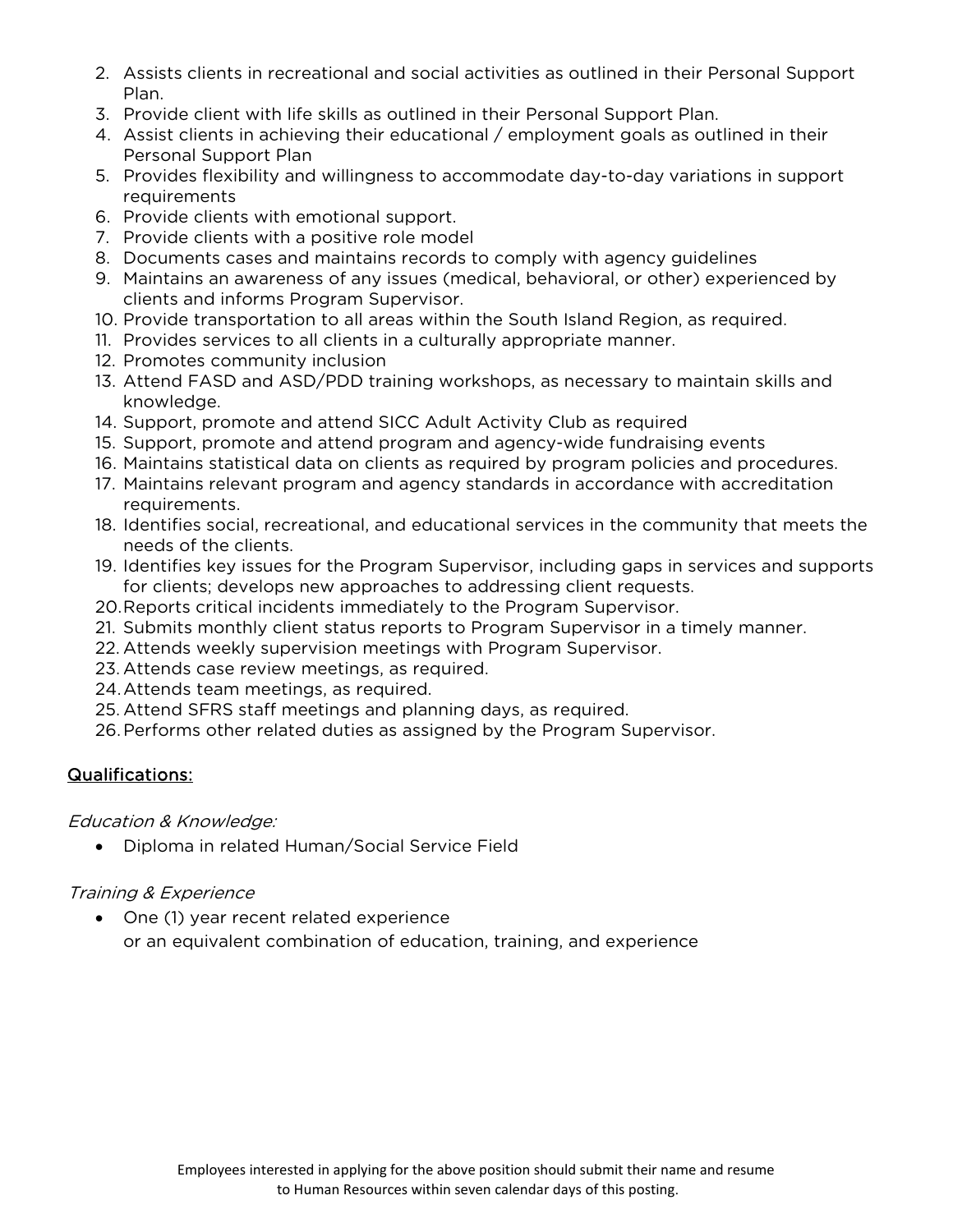2. Assists clients in recreational and social activities as outlined in their Personal Support Plan.
3. Provide client with life skills as outlined in their Personal Support Plan.
4. Assist clients in achieving their educational / employment goals as outlined in their Personal Support Plan
5. Provides flexibility and willingness to accommodate day-to-day variations in support requirements
6. Provide clients with emotional support.
7. Provide clients with a positive role model
8. Documents cases and maintains records to comply with agency guidelines
9. Maintains an awareness of any issues (medical, behavioral, or other) experienced by clients and informs Program Supervisor.
10. Provide transportation to all areas within the South Island Region, as required.
11. Provides services to all clients in a culturally appropriate manner.
12. Promotes community inclusion
13. Attend FASD and ASD/PDD training workshops, as necessary to maintain skills and knowledge.
14. Support, promote and attend SICC Adult Activity Club as required
15. Support, promote and attend program and agency-wide fundraising events
16. Maintains statistical data on clients as required by program policies and procedures.
17. Maintains relevant program and agency standards in accordance with accreditation requirements.
18. Identifies social, recreational, and educational services in the community that meets the needs of the clients.
19. Identifies key issues for the Program Supervisor, including gaps in services and supports for clients; develops new approaches to addressing client requests.
20. Reports critical incidents immediately to the Program Supervisor.
21. Submits monthly client status reports to Program Supervisor in a timely manner.
22. Attends weekly supervision meetings with Program Supervisor.
23. Attends case review meetings, as required.
24. Attends team meetings, as required.
25. Attend SFRS staff meetings and planning days, as required.
26. Performs other related duties as assigned by the Program Supervisor.

## Qualifications:

*Education & Knowledge:*

- Diploma in related Human/Social Service Field

*Training & Experience*

- One (1) year recent related experience
  or an equivalent combination of education, training, and experience

Employees interested in applying for the above position should submit their name and resume to Human Resources within seven calendar days of this posting.